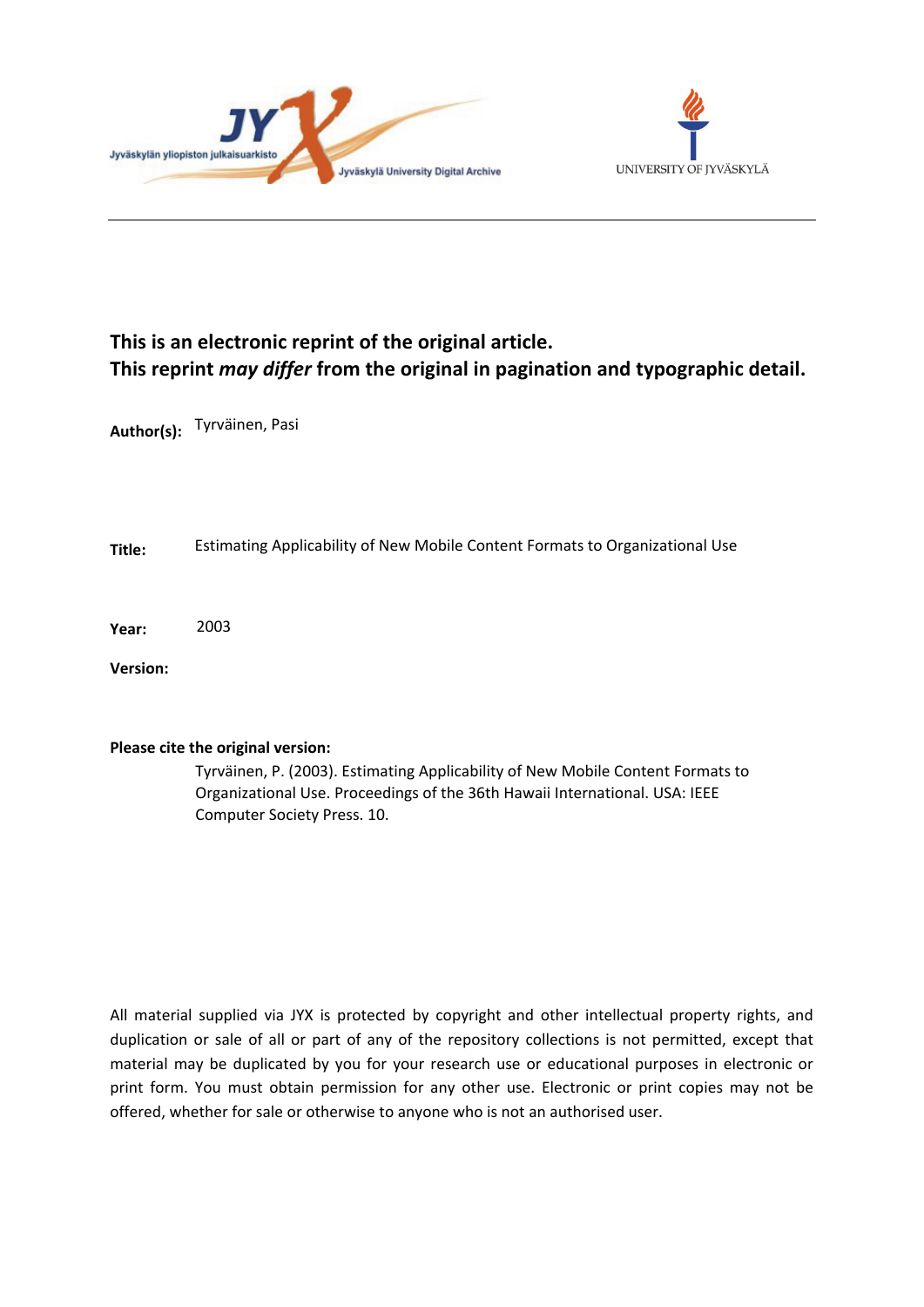**This is an electronic reprint of the original article.**
**This reprint *may differ* from the original in pagination and typographic detail.**

**Author(s):** Tyrväinen, Pasi

**Title:** Estimating Applicability of New Mobile Content Formats to Organizational Use

**Year:** 2003

**Version:**

**Please cite the original version:**

Tyrväinen, P. (2003). Estimating Applicability of New Mobile Content Formats to Organizational Use. Proceedings of the 36th Hawaii International. USA: IEEE Computer Society Press. 10.

All material supplied via JYX is protected by copyright and other intellectual property rights, and duplication or sale of all or part of any of the repository collections is not permitted, except that material may be duplicated by you for your research use or educational purposes in electronic or print form. You must obtain permission for any other use. Electronic or print copies may not be offered, whether for sale or otherwise to anyone who is not an authorised user.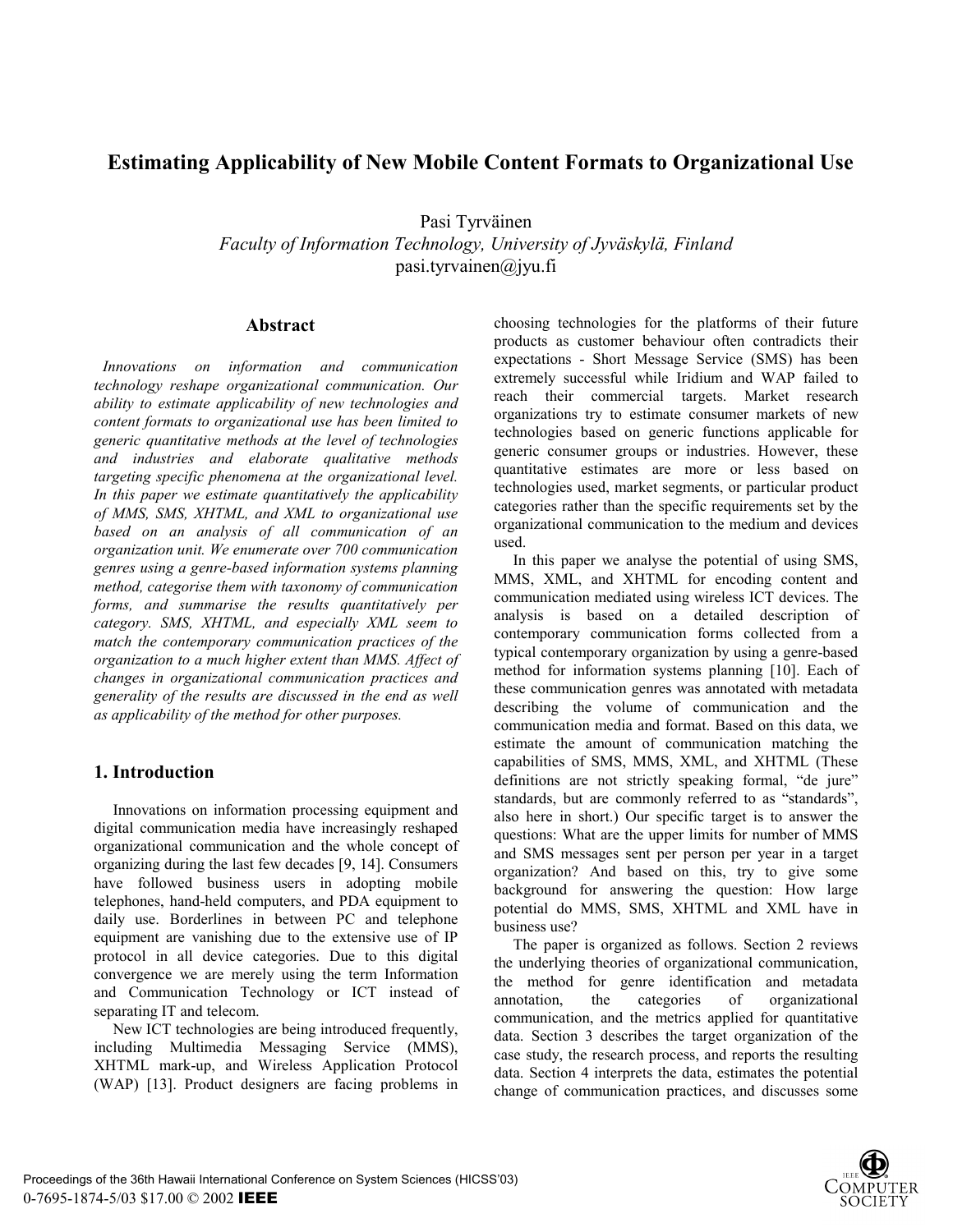# Estimating Applicability of New Mobile Content Formats to Organizational Use

Pasi Tyrväinen
*Faculty of Information Technology, University of Jyväskylä, Finland*
pasi.tyrvainen@jyu.fi

## Abstract

*Innovations on information and communication technology reshape organizational communication. Our ability to estimate applicability of new technologies and content formats to organizational use has been limited to generic quantitative methods at the level of technologies and industries and elaborate qualitative methods targeting specific phenomena at the organizational level. In this paper we estimate quantitatively the applicability of MMS, SMS, XHTML, and XML to organizational use based on an analysis of all communication of an organization unit. We enumerate over 700 communication genres using a genre-based information systems planning method, categorise them with taxonomy of communication forms, and summarise the results quantitatively per category. SMS, XHTML, and especially XML seem to match the contemporary communication practices of the organization to a much higher extent than MMS. Affect of changes in organizational communication practices and generality of the results are discussed in the end as well as applicability of the method for other purposes.*

## 1. Introduction

Innovations on information processing equipment and digital communication media have increasingly reshaped organizational communication and the whole concept of organizing during the last few decades [9, 14]. Consumers have followed business users in adopting mobile telephones, hand-held computers, and PDA equipment to daily use. Borderlines in between PC and telephone equipment are vanishing due to the extensive use of IP protocol in all device categories. Due to this digital convergence we are merely using the term Information and Communication Technology or ICT instead of separating IT and telecom.

New ICT technologies are being introduced frequently, including Multimedia Messaging Service (MMS), XHTML mark-up, and Wireless Application Protocol (WAP) [13]. Product designers are facing problems in choosing technologies for the platforms of their future products as customer behaviour often contradicts their expectations - Short Message Service (SMS) has been extremely successful while Iridium and WAP failed to reach their commercial targets. Market research organizations try to estimate consumer markets of new technologies based on generic functions applicable for generic consumer groups or industries. However, these quantitative estimates are more or less based on technologies used, market segments, or particular product categories rather than the specific requirements set by the organizational communication to the medium and devices used.

In this paper we analyse the potential of using SMS, MMS, XML, and XHTML for encoding content and communication mediated using wireless ICT devices. The analysis is based on a detailed description of contemporary communication forms collected from a typical contemporary organization by using a genre-based method for information systems planning [10]. Each of these communication genres was annotated with metadata describing the volume of communication and the communication media and format. Based on this data, we estimate the amount of communication matching the capabilities of SMS, MMS, XML, and XHTML (These definitions are not strictly speaking formal, "de jure" standards, but are commonly referred to as "standards", also here in short.) Our specific target is to answer the questions: What are the upper limits for number of MMS and SMS messages sent per person per year in a target organization? And based on this, try to give some background for answering the question: How large potential do MMS, SMS, XHTML and XML have in business use?

The paper is organized as follows. Section 2 reviews the underlying theories of organizational communication, the method for genre identification and metadata annotation, the categories of organizational communication, and the metrics applied for quantitative data. Section 3 describes the target organization of the case study, the research process, and reports the resulting data. Section 4 interprets the data, estimates the potential change of communication practices, and discusses some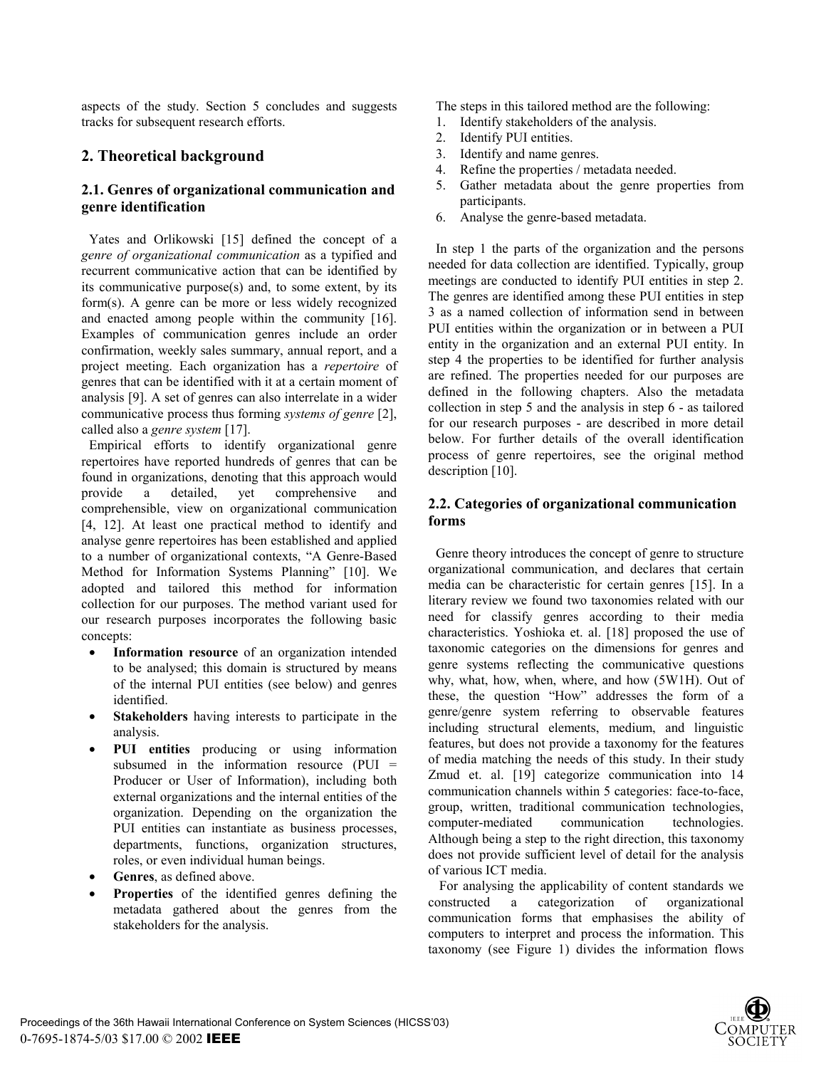aspects of the study. Section 5 concludes and suggests tracks for subsequent research efforts.

## 2. Theoretical background

### 2.1. Genres of organizational communication and genre identification

Yates and Orlikowski [15] defined the concept of a *genre of organizational communication* as a typified and recurrent communicative action that can be identified by its communicative purpose(s) and, to some extent, by its form(s). A genre can be more or less widely recognized and enacted among people within the community [16]. Examples of communication genres include an order confirmation, weekly sales summary, annual report, and a project meeting. Each organization has a *repertoire* of genres that can be identified with it at a certain moment of analysis [9]. A set of genres can also interrelate in a wider communicative process thus forming *systems of genre* [2], called also a *genre system* [17].

Empirical efforts to identify organizational genre repertoires have reported hundreds of genres that can be found in organizations, denoting that this approach would provide a detailed, yet comprehensive and comprehensible, view on organizational communication [4, 12]. At least one practical method to identify and analyse genre repertoires has been established and applied to a number of organizational contexts, "A Genre-Based Method for Information Systems Planning" [10]. We adopted and tailored this method for information collection for our purposes. The method variant used for our research purposes incorporates the following basic concepts:

- **Information resource** of an organization intended to be analysed; this domain is structured by means of the internal PUI entities (see below) and genres identified.
- **Stakeholders** having interests to participate in the analysis.
- **PUI entities** producing or using information subsumed in the information resource (PUI = Producer or User of Information), including both external organizations and the internal entities of the organization. Depending on the organization the PUI entities can instantiate as business processes, departments, functions, organization structures, roles, or even individual human beings.
- **Genres**, as defined above.
- **Properties** of the identified genres defining the metadata gathered about the genres from the stakeholders for the analysis.

The steps in this tailored method are the following:

1. Identify stakeholders of the analysis.
2. Identify PUI entities.
3. Identify and name genres.
4. Refine the properties / metadata needed.
5. Gather metadata about the genre properties from participants.
6. Analyse the genre-based metadata.

In step 1 the parts of the organization and the persons needed for data collection are identified. Typically, group meetings are conducted to identify PUI entities in step 2. The genres are identified among these PUI entities in step 3 as a named collection of information send in between PUI entities within the organization or in between a PUI entity in the organization and an external PUI entity. In step 4 the properties to be identified for further analysis are refined. The properties needed for our purposes are defined in the following chapters. Also the metadata collection in step 5 and the analysis in step 6 - as tailored for our research purposes - are described in more detail below. For further details of the overall identification process of genre repertoires, see the original method description [10].

### 2.2. Categories of organizational communication forms

Genre theory introduces the concept of genre to structure organizational communication, and declares that certain media can be characteristic for certain genres [15]. In a literary review we found two taxonomies related with our need for classify genres according to their media characteristics. Yoshioka et. al. [18] proposed the use of taxonomic categories on the dimensions for genres and genre systems reflecting the communicative questions why, what, how, when, where, and how (5W1H). Out of these, the question "How" addresses the form of a genre/genre system referring to observable features including structural elements, medium, and linguistic features, but does not provide a taxonomy for the features of media matching the needs of this study. In their study Zmud et. al. [19] categorize communication into 14 communication channels within 5 categories: face-to-face, group, written, traditional communication technologies, computer-mediated communication technologies. Although being a step to the right direction, this taxonomy does not provide sufficient level of detail for the analysis of various ICT media.

For analysing the applicability of content standards we constructed a categorization of organizational communication forms that emphasises the ability of computers to interpret and process the information. This taxonomy (see Figure 1) divides the information flows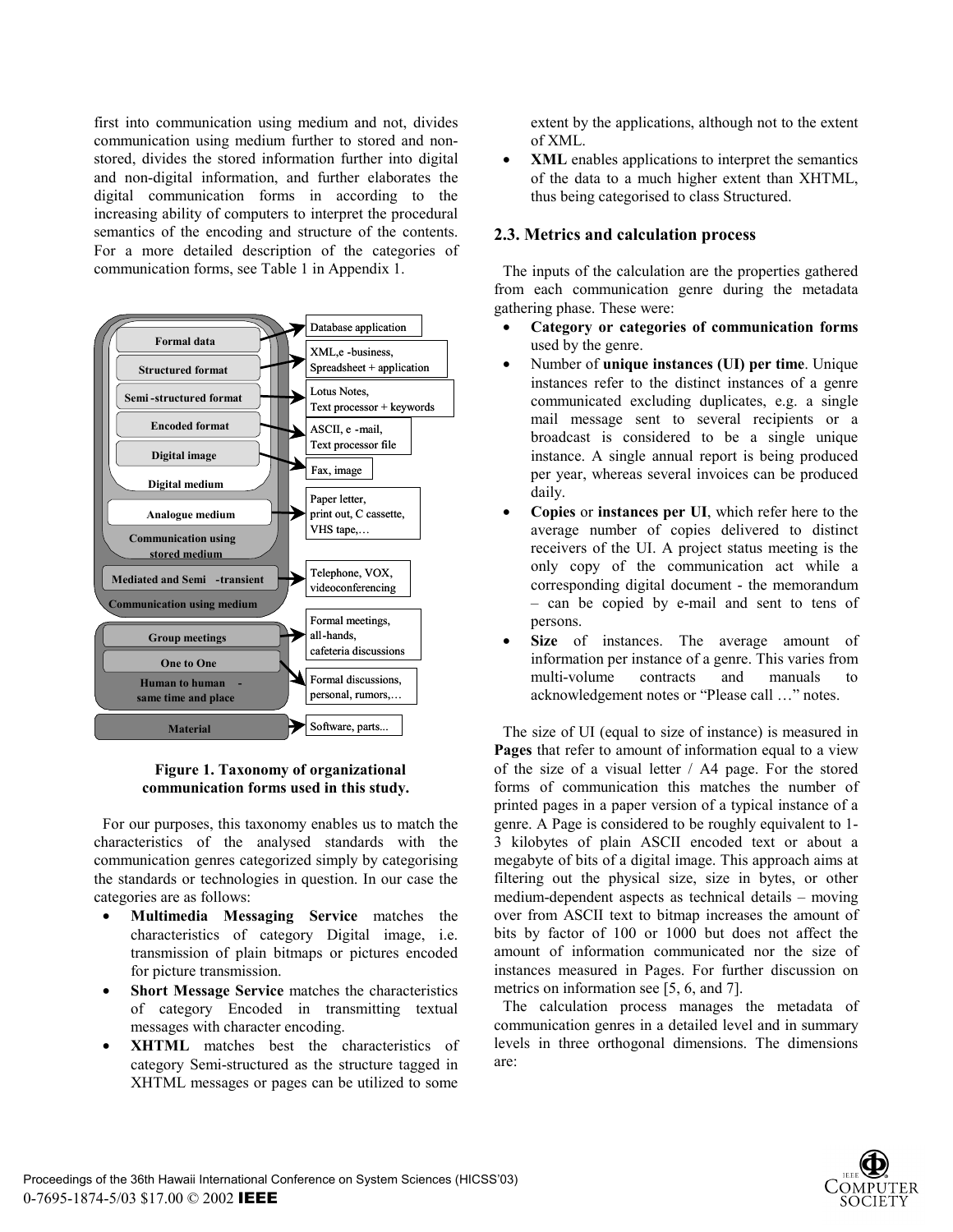first into communication using medium and not, divides communication using medium further to stored and non-stored, divides the stored information further into digital and non-digital information, and further elaborates the digital communication forms in according to the increasing ability of computers to interpret the procedural semantics of the encoding and structure of the contents. For a more detailed description of the categories of communication forms, see Table 1 in Appendix 1.

Formal data
Structured format
Semi-structured format
Encoded format
Digital image
Digital medium
Analogue medium
Communication using stored medium
Mediated and Semi-transient
Communication using medium
Group meetings
One to One
Human to human - same time and place
Material
Database application
XML,e-business, Spreadsheet + application
Lotus Notes, Text processor + keywords
ASCII, e-mail, Text processor file
Fax, image
Paper letter, print out, C cassette, VHS tape,…
Telephone, VOX, videoconferencing
Formal meetings, all-hands, cafeteria discussions
Formal discussions, personal, rumors,…
Software, parts...

**Figure 1. Taxonomy of organizational communication forms used in this study.**

For our purposes, this taxonomy enables us to match the characteristics of the analysed standards with the communication genres categorized simply by categorising the standards or technologies in question. In our case the categories are as follows:

- **Multimedia Messaging Service** matches the characteristics of category Digital image, i.e. transmission of plain bitmaps or pictures encoded for picture transmission.
- **Short Message Service** matches the characteristics of category Encoded in transmitting textual messages with character encoding.
- **XHTML** matches best the characteristics of category Semi-structured as the structure tagged in XHTML messages or pages can be utilized to some extent by the applications, although not to the extent of XML.
- **XML** enables applications to interpret the semantics of the data to a much higher extent than XHTML, thus being categorised to class Structured.

### 2.3. Metrics and calculation process

The inputs of the calculation are the properties gathered from each communication genre during the metadata gathering phase. These were:

- **Category or categories of communication forms** used by the genre.
- Number of **unique instances (UI) per time**. Unique instances refer to the distinct instances of a genre communicated excluding duplicates, e.g. a single mail message sent to several recipients or a broadcast is considered to be a single unique instance. A single annual report is being produced per year, whereas several invoices can be produced daily.
- **Copies** or **instances per UI**, which refer here to the average number of copies delivered to distinct receivers of the UI. A project status meeting is the only copy of the communication act while a corresponding digital document - the memorandum – can be copied by e-mail and sent to tens of persons.
- **Size** of instances. The average amount of information per instance of a genre. This varies from multi-volume contracts and manuals to acknowledgement notes or "Please call …" notes.

The size of UI (equal to size of instance) is measured in **Pages** that refer to amount of information equal to a view of the size of a visual letter / A4 page. For the stored forms of communication this matches the number of printed pages in a paper version of a typical instance of a genre. A Page is considered to be roughly equivalent to 1-3 kilobytes of plain ASCII encoded text or about a megabyte of bits of a digital image. This approach aims at filtering out the physical size, size in bytes, or other medium-dependent aspects as technical details – moving over from ASCII text to bitmap increases the amount of bits by factor of 100 or 1000 but does not affect the amount of information communicated nor the size of instances measured in Pages. For further discussion on metrics on information see [5, 6, and 7].

The calculation process manages the metadata of communication genres in a detailed level and in summary levels in three orthogonal dimensions. The dimensions are: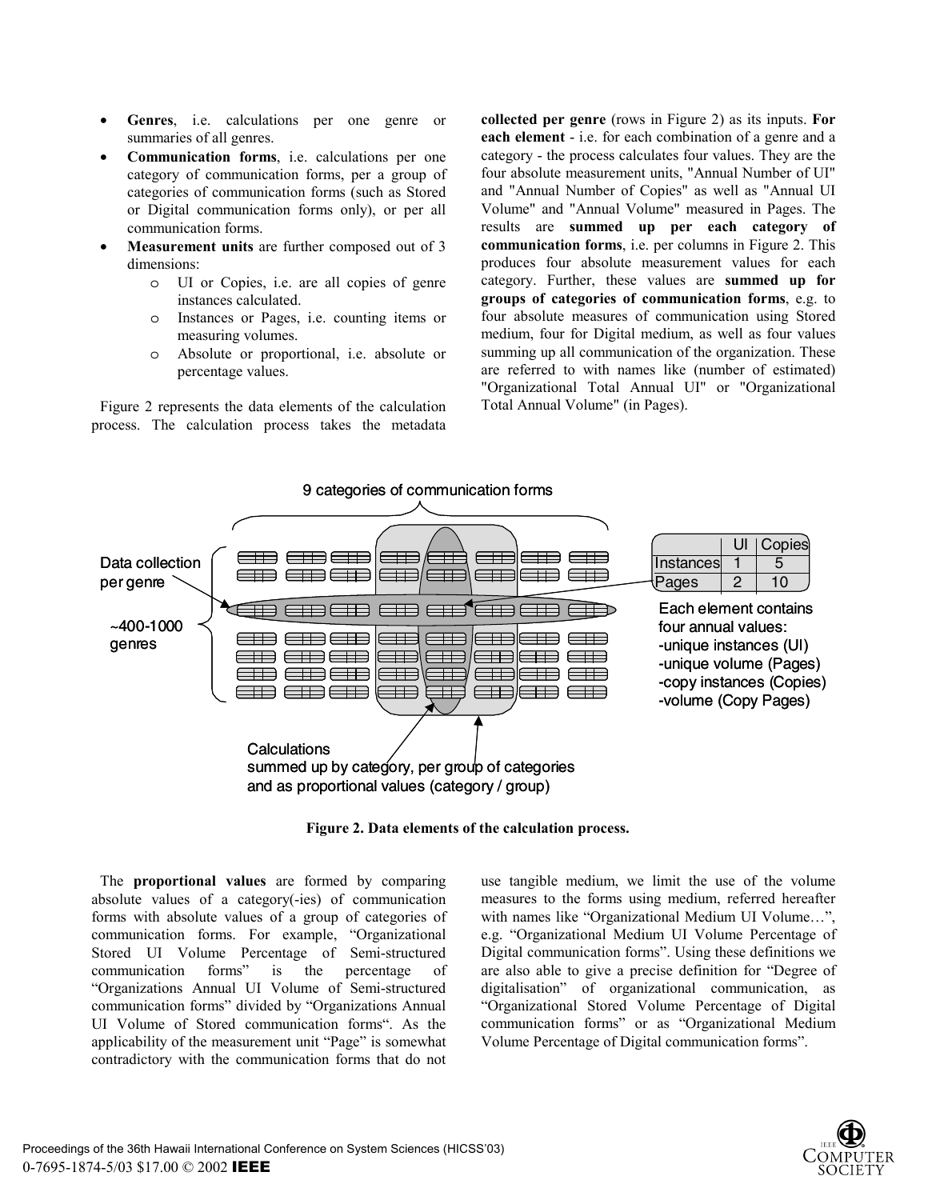- **Genres**, i.e. calculations per one genre or summaries of all genres.
- **Communication forms**, i.e. calculations per one category of communication forms, per a group of categories of communication forms (such as Stored or Digital communication forms only), or per all communication forms.
- **Measurement units** are further composed out of 3 dimensions:
  - UI or Copies, i.e. are all copies of genre instances calculated.
  - Instances or Pages, i.e. counting items or measuring volumes.
  - Absolute or proportional, i.e. absolute or percentage values.

Figure 2 represents the data elements of the calculation process. The calculation process takes the metadata **collected per genre** (rows in Figure 2) as its inputs. **For each element** - i.e. for each combination of a genre and a category - the process calculates four values. They are the four absolute measurement units, "Annual Number of UI" and "Annual Number of Copies" as well as "Annual UI Volume" and "Annual Volume" measured in Pages. The results are **summed up per each category of communication forms**, i.e. per columns in Figure 2. This produces four absolute measurement values for each category. Further, these values are **summed up for groups of categories of communication forms**, e.g. to four absolute measures of communication using Stored medium, four for Digital medium, as well as four values summing up all communication of the organization. These are referred to with names like (number of estimated) "Organizational Total Annual UI" or "Organizational Total Annual Volume" (in Pages).

9 categories of communication forms

Data collection per genre

~400-1000 genres

| | UI | Copies |
|---|---|---|
| Instances | 1 | 5 |
| Pages | 2 | 10 |

Each element contains four annual values:
-unique instances (UI)
-unique volume (Pages)
-copy instances (Copies)
-volume (Copy Pages)

Calculations
summed up by category, per group of categories and as proportional values (category / group)

**Figure 2. Data elements of the calculation process.**

The **proportional values** are formed by comparing absolute values of a category(-ies) of communication forms with absolute values of a group of categories of communication forms. For example, "Organizational Stored UI Volume Percentage of Semi-structured communication forms" is the percentage of "Organizations Annual UI Volume of Semi-structured communication forms" divided by "Organizations Annual UI Volume of Stored communication forms". As the applicability of the measurement unit "Page" is somewhat contradictory with the communication forms that do not use tangible medium, we limit the use of the volume measures to the forms using medium, referred hereafter with names like "Organizational Medium UI Volume…", e.g. "Organizational Medium UI Volume Percentage of Digital communication forms". Using these definitions we are also able to give a precise definition for "Degree of digitalisation" of organizational communication, as "Organizational Stored Volume Percentage of Digital communication forms" or as "Organizational Medium Volume Percentage of Digital communication forms".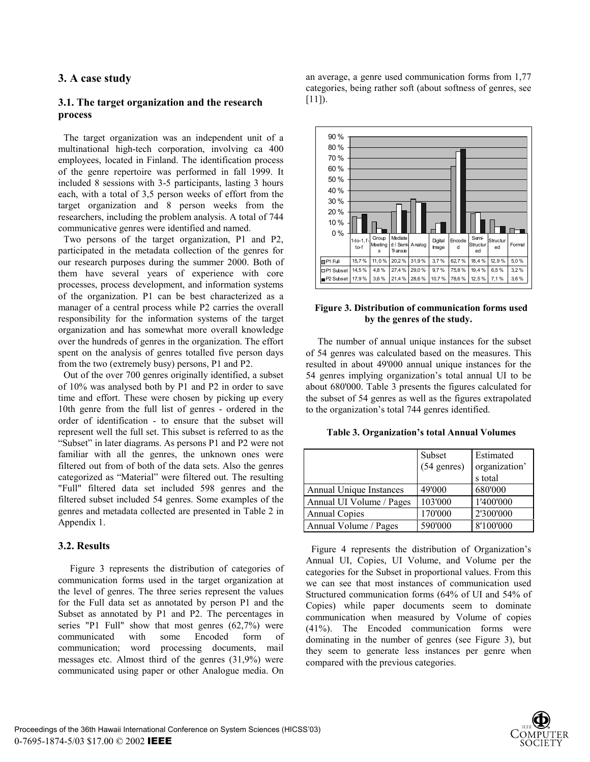## 3. A case study

### 3.1. The target organization and the research process

The target organization was an independent unit of a multinational high-tech corporation, involving ca 400 employees, located in Finland. The identification process of the genre repertoire was performed in fall 1999. It included 8 sessions with 3-5 participants, lasting 3 hours each, with a total of 3,5 person weeks of effort from the target organization and 8 person weeks from the researchers, including the problem analysis. A total of 744 communicative genres were identified and named.

Two persons of the target organization, P1 and P2, participated in the metadata collection of the genres for our research purposes during the summer 2000. Both of them have several years of experience with core processes, process development, and information systems of the organization. P1 can be best characterized as a manager of a central process while P2 carries the overall responsibility for the information systems of the target organization and has somewhat more overall knowledge over the hundreds of genres in the organization. The effort spent on the analysis of genres totalled five person days from the two (extremely busy) persons, P1 and P2.

Out of the over 700 genres originally identified, a subset of 10% was analysed both by P1 and P2 in order to save time and effort. These were chosen by picking up every 10th genre from the full list of genres - ordered in the order of identification - to ensure that the subset will represent well the full set. This subset is referred to as the "Subset" in later diagrams. As persons P1 and P2 were not familiar with all the genres, the unknown ones were filtered out from of both of the data sets. Also the genres categorized as "Material" were filtered out. The resulting "Full" filtered data set included 598 genres and the filtered subset included 54 genres. Some examples of the genres and metadata collected are presented in Table 2 in Appendix 1.

### 3.2. Results

Figure 3 represents the distribution of categories of communication forms used in the target organization at the level of genres. The three series represent the values for the Full data set as annotated by person P1 and the Subset as annotated by P1 and P2. The percentages in series "P1 Full" show that most genres (62,7%) were communicated with some Encoded form of communication; word processing documents, mail messages etc. Almost third of the genres (31,9%) were communicated using paper or other Analogue media. On an average, a genre used communication forms from 1,77 categories, being rather soft (about softness of genres, see [11]).

| | 1-to-1, f-to-f | Group Meetings | Mediated / Semi-Transie | Analog | Digital Image | Encoded | Semi-Structured | Structured | Formal |
|---|---|---|---|---|---|---|---|---|---|
| P1 Full | 15,7 % | 11,0 % | 20,2 % | 31,9 % | 3,7 % | 62,7 % | 18,4 % | 12,9 % | 5,0 % |
| P1 Subset | 14,5 % | 4,8 % | 27,4 % | 29,0 % | 9,7 % | 75,8 % | 19,4 % | 6,5 % | 3,2 % |
| P2 Subset | 17,9 % | 3,6 % | 21,4 % | 28,6 % | 10,7 % | 78,6 % | 12,5 % | 7,1 % | 3,6 % |

**Figure 3. Distribution of communication forms used by the genres of the study.**

The number of annual unique instances for the subset of 54 genres was calculated based on the measures. This resulted in about 49'000 annual unique instances for the 54 genres implying organization's total annual UI to be about 680'000. Table 3 presents the figures calculated for the subset of 54 genres as well as the figures extrapolated to the organization's total 744 genres identified.

**Table 3. Organization's total Annual Volumes**

| | Subset (54 genres) | Estimated organization's total |
|---|---|---|
| Annual Unique Instances | 49'000 | 680'000 |
| Annual UI Volume / Pages | 103'000 | 1'400'000 |
| Annual Copies | 170'000 | 2'300'000 |
| Annual Volume / Pages | 590'000 | 8'100'000 |

Figure 4 represents the distribution of Organization's Annual UI, Copies, UI Volume, and Volume per the categories for the Subset in proportional values. From this we can see that most instances of communication used Structured communication forms (64% of UI and 54% of Copies) while paper documents seem to dominate communication when measured by Volume of copies (41%). The Encoded communication forms were dominating in the number of genres (see Figure 3), but they seem to generate less instances per genre when compared with the previous categories.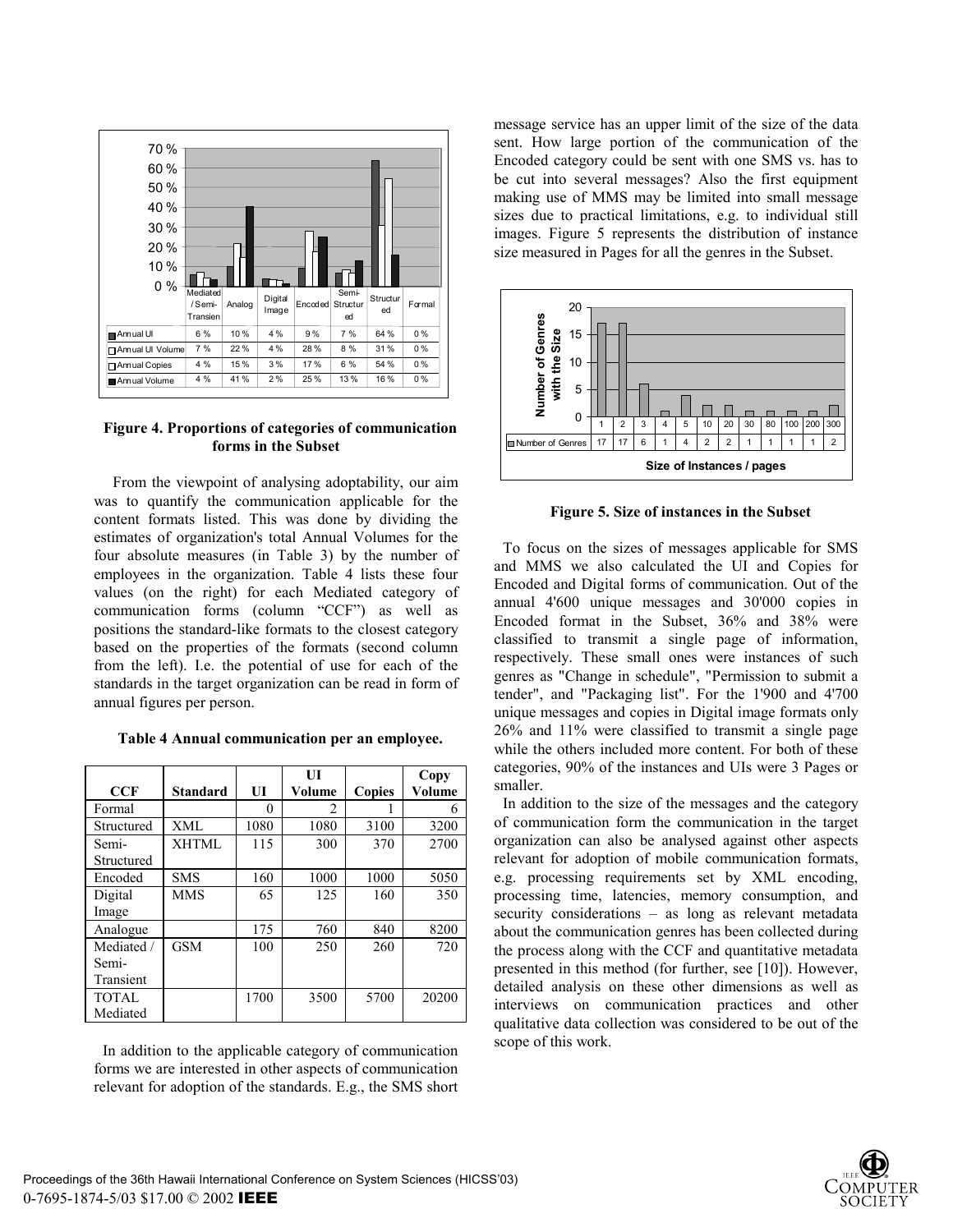| | Mediated / Semi-Transien | Analog | Digital Image | Encoded | Semi-Structured | Structured | Formal |
|---|---|---|---|---|---|---|---|
| Annual UI | 6 % | 10 % | 4 % | 9 % | 7 % | 64 % | 0 % |
| Annual UI Volume | 7 % | 22 % | 4 % | 28 % | 8 % | 31 % | 0 % |
| Annual Copies | 4 % | 15 % | 3 % | 17 % | 6 % | 54 % | 0 % |
| Annual Volume | 4 % | 41 % | 2 % | 25 % | 13 % | 16 % | 0 % |

**Figure 4. Proportions of categories of communication forms in the Subset**

From the viewpoint of analysing adoptability, our aim was to quantify the communication applicable for the content formats listed. This was done by dividing the estimates of organization's total Annual Volumes for the four absolute measures (in Table 3) by the number of employees in the organization. Table 4 lists these four values (on the right) for each Mediated category of communication forms (column "CCF") as well as positions the standard-like formats to the closest category based on the properties of the formats (second column from the left). I.e. the potential of use for each of the standards in the target organization can be read in form of annual figures per person.

**Table 4 Annual communication per an employee.**

| CCF | Standard | UI | UI Volume | Copies | Copy Volume |
|---|---|---|---|---|---|
| Formal | | 0 | 2 | 1 | 6 |
| Structured | XML | 1080 | 1080 | 3100 | 3200 |
| Semi-Structured | XHTML | 115 | 300 | 370 | 2700 |
| Encoded | SMS | 160 | 1000 | 1000 | 5050 |
| Digital Image | MMS | 65 | 125 | 160 | 350 |
| Analogue | | 175 | 760 | 840 | 8200 |
| Mediated / Semi-Transient | GSM | 100 | 250 | 260 | 720 |
| TOTAL Mediated | | 1700 | 3500 | 5700 | 20200 |

In addition to the applicable category of communication forms we are interested in other aspects of communication relevant for adoption of the standards. E.g., the SMS short message service has an upper limit of the size of the data sent. How large portion of the communication of the Encoded category could be sent with one SMS vs. has to be cut into several messages? Also the first equipment making use of MMS may be limited into small message sizes due to practical limitations, e.g. to individual still images. Figure 5 represents the distribution of instance size measured in Pages for all the genres in the Subset.

| Size of Instances / pages | 1 | 2 | 3 | 4 | 5 | 10 | 20 | 30 | 80 | 100 | 200 | 300 |
|---|---|---|---|---|---|---|---|---|---|---|---|---|
| Number of Genres | 17 | 17 | 6 | 1 | 4 | 2 | 2 | 1 | 1 | 1 | 1 | 2 |

**Figure 5. Size of instances in the Subset**

To focus on the sizes of messages applicable for SMS and MMS we also calculated the UI and Copies for Encoded and Digital forms of communication. Out of the annual 4'600 unique messages and 30'000 copies in Encoded format in the Subset, 36% and 38% were classified to transmit a single page of information, respectively. These small ones were instances of such genres as "Change in schedule", "Permission to submit a tender", and "Packaging list". For the 1'900 and 4'700 unique messages and copies in Digital image formats only 26% and 11% were classified to transmit a single page while the others included more content. For both of these categories, 90% of the instances and UIs were 3 Pages or smaller.

In addition to the size of the messages and the category of communication form the communication in the target organization can also be analysed against other aspects relevant for adoption of mobile communication formats, e.g. processing requirements set by XML encoding, processing time, latencies, memory consumption, and security considerations – as long as relevant metadata about the communication genres has been collected during the process along with the CCF and quantitative metadata presented in this method (for further, see [10]). However, detailed analysis on these other dimensions as well as interviews on communication practices and other qualitative data collection was considered to be out of the scope of this work.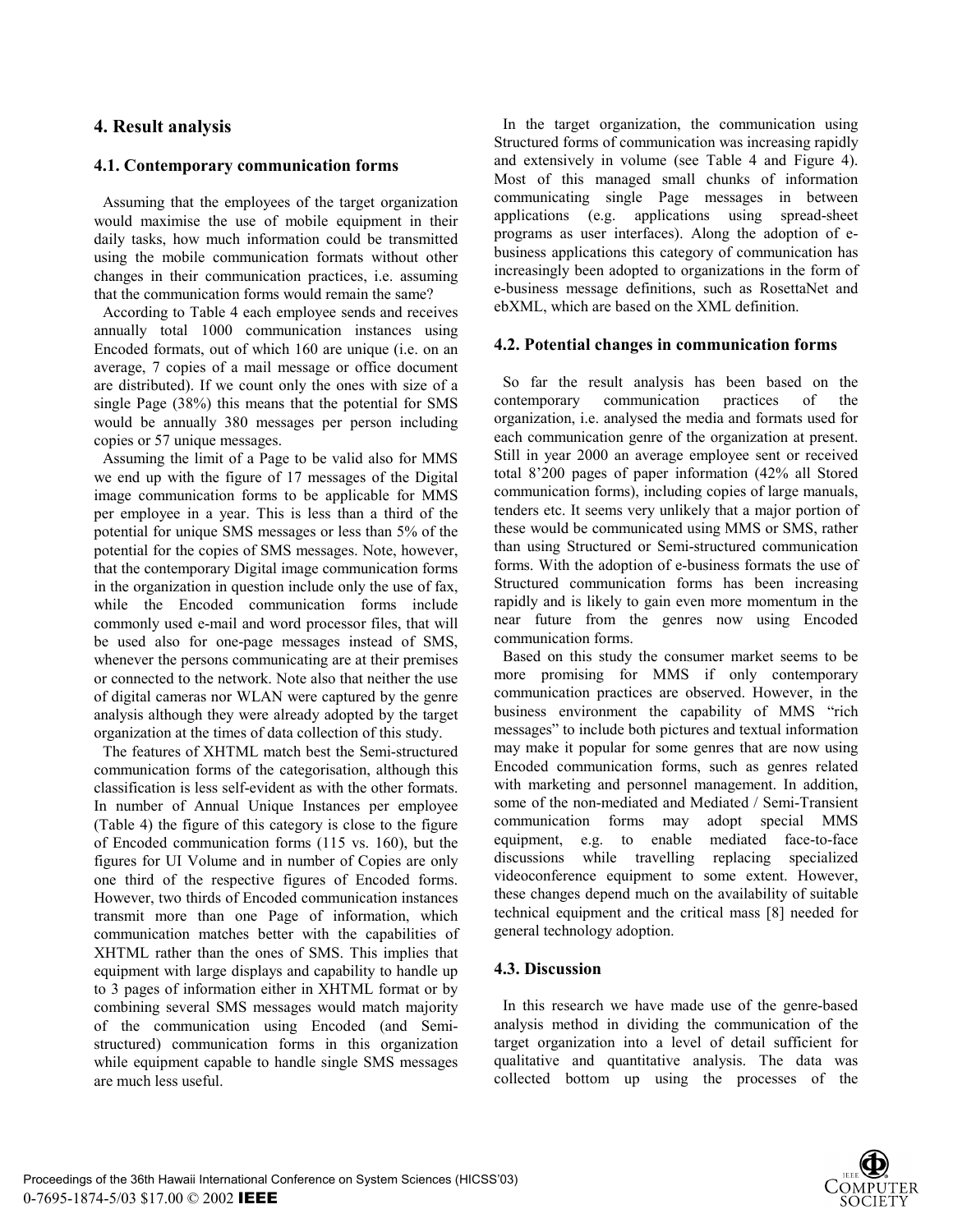## 4. Result analysis

### 4.1. Contemporary communication forms

Assuming that the employees of the target organization would maximise the use of mobile equipment in their daily tasks, how much information could be transmitted using the mobile communication formats without other changes in their communication practices, i.e. assuming that the communication forms would remain the same?

According to Table 4 each employee sends and receives annually total 1000 communication instances using Encoded formats, out of which 160 are unique (i.e. on an average, 7 copies of a mail message or office document are distributed). If we count only the ones with size of a single Page (38%) this means that the potential for SMS would be annually 380 messages per person including copies or 57 unique messages.

Assuming the limit of a Page to be valid also for MMS we end up with the figure of 17 messages of the Digital image communication forms to be applicable for MMS per employee in a year. This is less than a third of the potential for unique SMS messages or less than 5% of the potential for the copies of SMS messages. Note, however, that the contemporary Digital image communication forms in the organization in question include only the use of fax, while the Encoded communication forms include commonly used e-mail and word processor files, that will be used also for one-page messages instead of SMS, whenever the persons communicating are at their premises or connected to the network. Note also that neither the use of digital cameras nor WLAN were captured by the genre analysis although they were already adopted by the target organization at the times of data collection of this study.

The features of XHTML match best the Semi-structured communication forms of the categorisation, although this classification is less self-evident as with the other formats. In number of Annual Unique Instances per employee (Table 4) the figure of this category is close to the figure of Encoded communication forms (115 vs. 160), but the figures for UI Volume and in number of Copies are only one third of the respective figures of Encoded forms. However, two thirds of Encoded communication instances transmit more than one Page of information, which communication matches better with the capabilities of XHTML rather than the ones of SMS. This implies that equipment with large displays and capability to handle up to 3 pages of information either in XHTML format or by combining several SMS messages would match majority of the communication using Encoded (and Semi-structured) communication forms in this organization while equipment capable to handle single SMS messages are much less useful.

In the target organization, the communication using Structured forms of communication was increasing rapidly and extensively in volume (see Table 4 and Figure 4). Most of this managed small chunks of information communicating single Page messages in between applications (e.g. applications using spread-sheet programs as user interfaces). Along the adoption of e-business applications this category of communication has increasingly been adopted to organizations in the form of e-business message definitions, such as RosettaNet and ebXML, which are based on the XML definition.

### 4.2. Potential changes in communication forms

So far the result analysis has been based on the contemporary communication practices of the organization, i.e. analysed the media and formats used for each communication genre of the organization at present. Still in year 2000 an average employee sent or received total 8'200 pages of paper information (42% all Stored communication forms), including copies of large manuals, tenders etc. It seems very unlikely that a major portion of these would be communicated using MMS or SMS, rather than using Structured or Semi-structured communication forms. With the adoption of e-business formats the use of Structured communication forms has been increasing rapidly and is likely to gain even more momentum in the near future from the genres now using Encoded communication forms.

Based on this study the consumer market seems to be more promising for MMS if only contemporary communication practices are observed. However, in the business environment the capability of MMS "rich messages" to include both pictures and textual information may make it popular for some genres that are now using Encoded communication forms, such as genres related with marketing and personnel management. In addition, some of the non-mediated and Mediated / Semi-Transient communication forms may adopt special MMS equipment, e.g. to enable mediated face-to-face discussions while travelling replacing specialized videoconference equipment to some extent. However, these changes depend much on the availability of suitable technical equipment and the critical mass [8] needed for general technology adoption.

### 4.3. Discussion

In this research we have made use of the genre-based analysis method in dividing the communication of the target organization into a level of detail sufficient for qualitative and quantitative analysis. The data was collected bottom up using the processes of the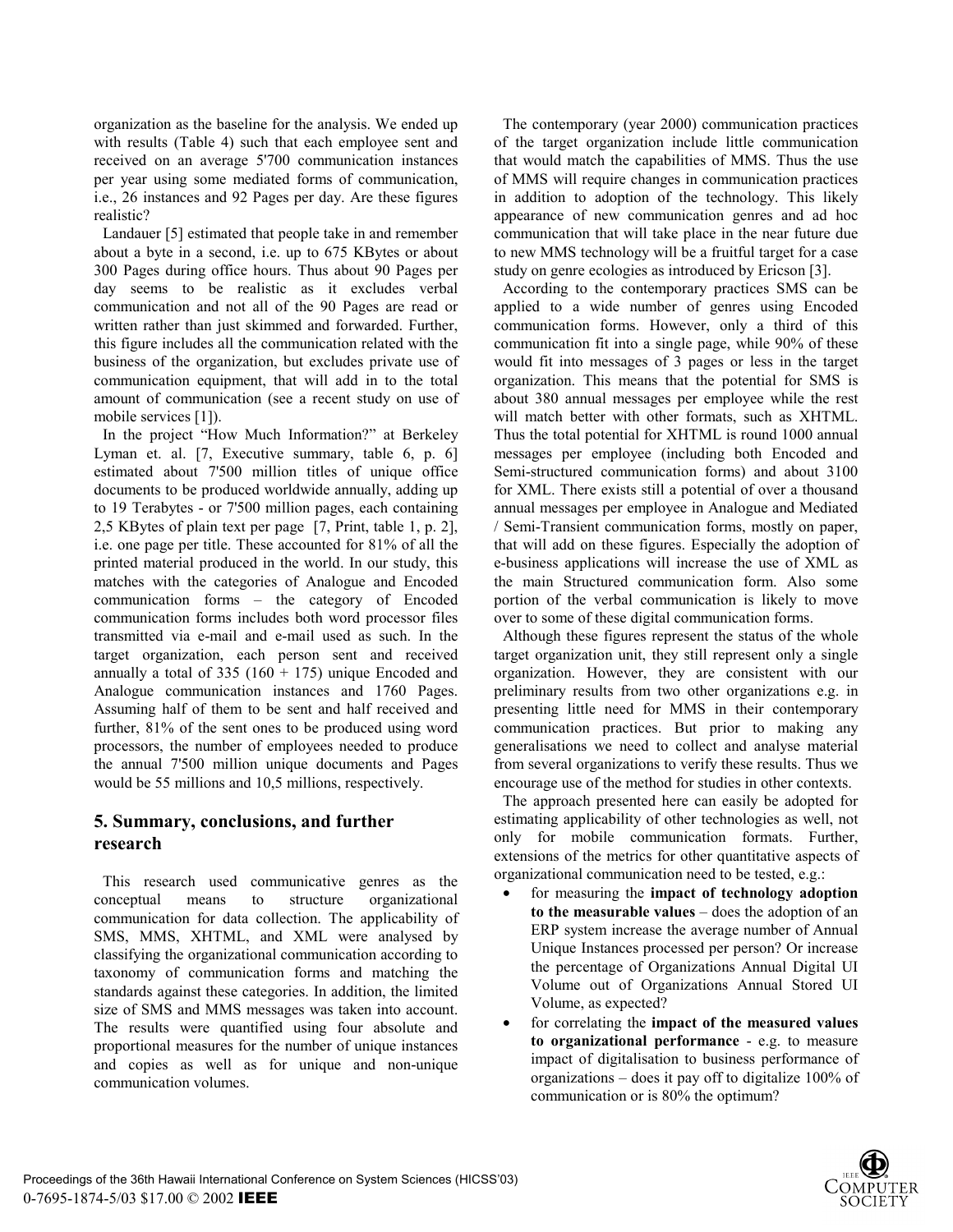organization as the baseline for the analysis. We ended up with results (Table 4) such that each employee sent and received on an average 5'700 communication instances per year using some mediated forms of communication, i.e., 26 instances and 92 Pages per day. Are these figures realistic?

Landauer [5] estimated that people take in and remember about a byte in a second, i.e. up to 675 KBytes or about 300 Pages during office hours. Thus about 90 Pages per day seems to be realistic as it excludes verbal communication and not all of the 90 Pages are read or written rather than just skimmed and forwarded. Further, this figure includes all the communication related with the business of the organization, but excludes private use of communication equipment, that will add in to the total amount of communication (see a recent study on use of mobile services [1]).

In the project "How Much Information?" at Berkeley Lyman et. al. [7, Executive summary, table 6, p. 6] estimated about 7'500 million titles of unique office documents to be produced worldwide annually, adding up to 19 Terabytes - or 7'500 million pages, each containing 2,5 KBytes of plain text per page [7, Print, table 1, p. 2], i.e. one page per title. These accounted for 81% of all the printed material produced in the world. In our study, this matches with the categories of Analogue and Encoded communication forms – the category of Encoded communication forms includes both word processor files transmitted via e-mail and e-mail used as such. In the target organization, each person sent and received annually a total of 335 (160 + 175) unique Encoded and Analogue communication instances and 1760 Pages. Assuming half of them to be sent and half received and further, 81% of the sent ones to be produced using word processors, the number of employees needed to produce the annual 7'500 million unique documents and Pages would be 55 millions and 10,5 millions, respectively.

## 5. Summary, conclusions, and further research

This research used communicative genres as the conceptual means to structure organizational communication for data collection. The applicability of SMS, MMS, XHTML, and XML were analysed by classifying the organizational communication according to taxonomy of communication forms and matching the standards against these categories. In addition, the limited size of SMS and MMS messages was taken into account. The results were quantified using four absolute and proportional measures for the number of unique instances and copies as well as for unique and non-unique communication volumes.

The contemporary (year 2000) communication practices of the target organization include little communication that would match the capabilities of MMS. Thus the use of MMS will require changes in communication practices in addition to adoption of the technology. This likely appearance of new communication genres and ad hoc communication that will take place in the near future due to new MMS technology will be a fruitful target for a case study on genre ecologies as introduced by Ericson [3].

According to the contemporary practices SMS can be applied to a wide number of genres using Encoded communication forms. However, only a third of this communication fit into a single page, while 90% of these would fit into messages of 3 pages or less in the target organization. This means that the potential for SMS is about 380 annual messages per employee while the rest will match better with other formats, such as XHTML. Thus the total potential for XHTML is round 1000 annual messages per employee (including both Encoded and Semi-structured communication forms) and about 3100 for XML. There exists still a potential of over a thousand annual messages per employee in Analogue and Mediated / Semi-Transient communication forms, mostly on paper, that will add on these figures. Especially the adoption of e-business applications will increase the use of XML as the main Structured communication form. Also some portion of the verbal communication is likely to move over to some of these digital communication forms.

Although these figures represent the status of the whole target organization unit, they still represent only a single organization. However, they are consistent with our preliminary results from two other organizations e.g. in presenting little need for MMS in their contemporary communication practices. But prior to making any generalisations we need to collect and analyse material from several organizations to verify these results. Thus we encourage use of the method for studies in other contexts.

The approach presented here can easily be adopted for estimating applicability of other technologies as well, not only for mobile communication formats. Further, extensions of the metrics for other quantitative aspects of organizational communication need to be tested, e.g.:

- for measuring the **impact of technology adoption to the measurable values** – does the adoption of an ERP system increase the average number of Annual Unique Instances processed per person? Or increase the percentage of Organizations Annual Digital UI Volume out of Organizations Annual Stored UI Volume, as expected?
- for correlating the **impact of the measured values to organizational performance** - e.g. to measure impact of digitalisation to business performance of organizations – does it pay off to digitalize 100% of communication or is 80% the optimum?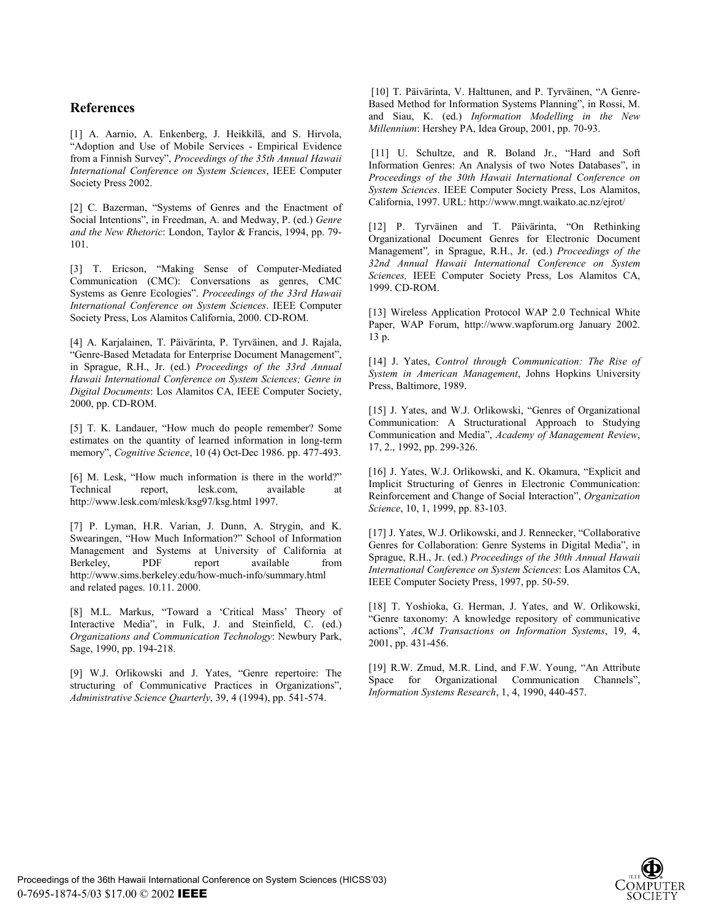## References

[1] A. Aarnio, A. Enkenberg, J. Heikkilä, and S. Hirvola, "Adoption and Use of Mobile Services - Empirical Evidence from a Finnish Survey", *Proceedings of the 35th Annual Hawaii International Conference on System Sciences*, IEEE Computer Society Press 2002.

[2] C. Bazerman, "Systems of Genres and the Enactment of Social Intentions", in Freedman, A. and Medway, P. (ed.) *Genre and the New Rhetoric*: London, Taylor & Francis, 1994, pp. 79-101.

[3] T. Ericson, "Making Sense of Computer-Mediated Communication (CMC): Conversations as genres, CMC Systems as Genre Ecologies". *Proceedings of the 33rd Hawaii International Conference on System Sciences*. IEEE Computer Society Press, Los Alamitos California, 2000. CD-ROM.

[4] A. Karjalainen, T. Päivärinta, P. Tyrväinen, and J. Rajala, "Genre-Based Metadata for Enterprise Document Management", in Sprague, R.H., Jr. (ed.) *Proceedings of the 33rd Annual Hawaii International Conference on System Sciences; Genre in Digital Documents*: Los Alamitos CA, IEEE Computer Society, 2000, pp. CD-ROM.

[5] T. K. Landauer, "How much do people remember? Some estimates on the quantity of learned information in long-term memory", *Cognitive Science*, 10 (4) Oct-Dec 1986. pp. 477-493.

[6] M. Lesk, "How much information is there in the world?" Technical report, lesk.com, available at http://www.lesk.com/mlesk/ksg97/ksg.html 1997.

[7] P. Lyman, H.R. Varian, J. Dunn, A. Strygin, and K. Swearingen, "How Much Information?" School of Information Management and Systems at University of California at Berkeley, PDF report available from http://www.sims.berkeley.edu/how-much-info/summary.html and related pages. 10.11. 2000.

[8] M.L. Markus, "Toward a 'Critical Mass' Theory of Interactive Media", in Fulk, J. and Steinfield, C. (ed.) *Organizations and Communication Technology*: Newbury Park, Sage, 1990, pp. 194-218.

[9] W.J. Orlikowski and J. Yates, "Genre repertoire: The structuring of Communicative Practices in Organizations", *Administrative Science Quarterly*, 39, 4 (1994), pp. 541-574.

[10] T. Päivärinta, V. Halttunen, and P. Tyrväinen, "A Genre-Based Method for Information Systems Planning", in Rossi, M. and Siau, K. (ed.) *Information Modelling in the New Millennium*: Hershey PA, Idea Group, 2001, pp. 70-93.

[11] U. Schultze, and R. Boland Jr., "Hard and Soft Information Genres: An Analysis of two Notes Databases", in *Proceedings of the 30th Hawaii International Conference on System Sciences*. IEEE Computer Society Press, Los Alamitos, California, 1997. URL: http://www.mngt.waikato.ac.nz/ejrot/

[12] P. Tyrväinen and T. Päivärinta, "On Rethinking Organizational Document Genres for Electronic Document Management", in Sprague, R.H., Jr. (ed.) *Proceedings of the 32nd Annual Hawaii International Conference on System Sciences,* IEEE Computer Society Press, Los Alamitos CA, 1999. CD-ROM.

[13] Wireless Application Protocol WAP 2.0 Technical White Paper, WAP Forum, http://www.wapforum.org January 2002. 13 p.

[14] J. Yates, *Control through Communication: The Rise of System in American Management*, Johns Hopkins University Press, Baltimore, 1989.

[15] J. Yates, and W.J. Orlikowski, "Genres of Organizational Communication: A Structurational Approach to Studying Communication and Media", *Academy of Management Review*, 17, 2., 1992, pp. 299-326.

[16] J. Yates, W.J. Orlikowski, and K. Okamura, "Explicit and Implicit Structuring of Genres in Electronic Communication: Reinforcement and Change of Social Interaction", *Organization Science*, 10, 1, 1999, pp. 83-103.

[17] J. Yates, W.J. Orlikowski, and J. Rennecker, "Collaborative Genres for Collaboration: Genre Systems in Digital Media", in Sprague, R.H., Jr. (ed.) *Proceedings of the 30th Annual Hawaii International Conference on System Sciences*: Los Alamitos CA, IEEE Computer Society Press, 1997, pp. 50-59.

[18] T. Yoshioka, G. Herman, J. Yates, and W. Orlikowski, "Genre taxonomy: A knowledge repository of communicative actions", *ACM Transactions on Information Systems*, 19, 4, 2001, pp. 431-456.

[19] R.W. Zmud, M.R. Lind, and F.W. Young, "An Attribute Space for Organizational Communication Channels", *Information Systems Research*, 1, 4, 1990, 440-457.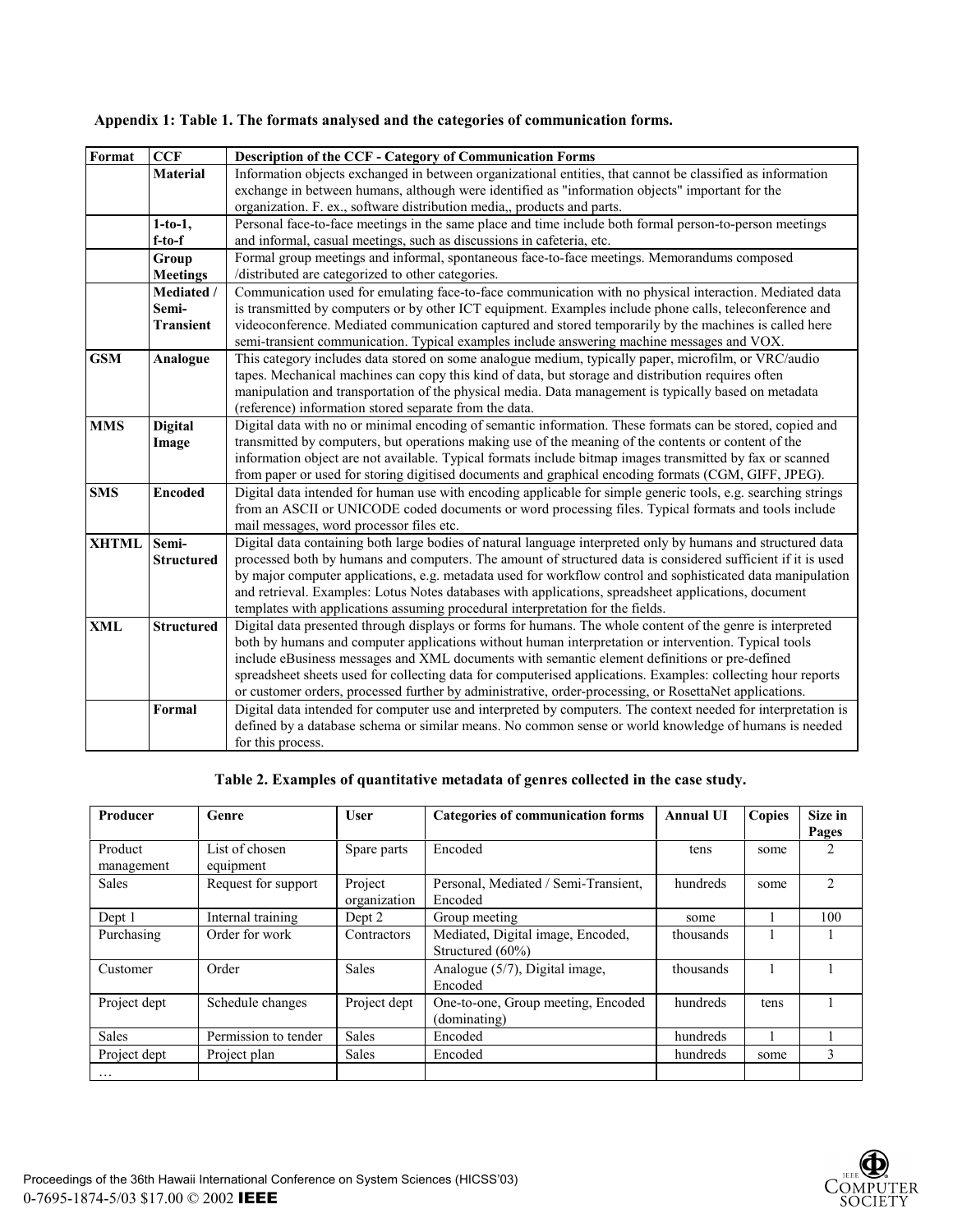**Appendix 1: Table 1. The formats analysed and the categories of communication forms.**

| Format | CCF | Description of the CCF - Category of Communication Forms |
|---|---|---|
| | **Material** | Information objects exchanged in between organizational entities, that cannot be classified as information exchange in between humans, although were identified as "information objects" important for the organization. F. ex., software distribution media,, products and parts. |
| | **1-to-1, f-to-f** | Personal face-to-face meetings in the same place and time include both formal person-to-person meetings and informal, casual meetings, such as discussions in cafeteria, etc. |
| | **Group Meetings** | Formal group meetings and informal, spontaneous face-to-face meetings. Memorandums composed /distributed are categorized to other categories. |
| | **Mediated / Semi-Transient** | Communication used for emulating face-to-face communication with no physical interaction. Mediated data is transmitted by computers or by other ICT equipment. Examples include phone calls, teleconference and videoconference. Mediated communication captured and stored temporarily by the machines is called here semi-transient communication. Typical examples include answering machine messages and VOX. |
| **GSM** | **Analogue** | This category includes data stored on some analogue medium, typically paper, microfilm, or VRC/audio tapes. Mechanical machines can copy this kind of data, but storage and distribution requires often manipulation and transportation of the physical media. Data management is typically based on metadata (reference) information stored separate from the data. |
| **MMS** | **Digital Image** | Digital data with no or minimal encoding of semantic information. These formats can be stored, copied and transmitted by computers, but operations making use of the meaning of the contents or content of the information object are not available. Typical formats include bitmap images transmitted by fax or scanned from paper or used for storing digitised documents and graphical encoding formats (CGM, GIFF, JPEG). |
| **SMS** | **Encoded** | Digital data intended for human use with encoding applicable for simple generic tools, e.g. searching strings from an ASCII or UNICODE coded documents or word processing files. Typical formats and tools include mail messages, word processor files etc. |
| **XHTML** | **Semi-Structured** | Digital data containing both large bodies of natural language interpreted only by humans and structured data processed both by humans and computers. The amount of structured data is considered sufficient if it is used by major computer applications, e.g. metadata used for workflow control and sophisticated data manipulation and retrieval. Examples: Lotus Notes databases with applications, spreadsheet applications, document templates with applications assuming procedural interpretation for the fields. |
| **XML** | **Structured** | Digital data presented through displays or forms for humans. The whole content of the genre is interpreted both by humans and computer applications without human interpretation or intervention. Typical tools include eBusiness messages and XML documents with semantic element definitions or pre-defined spreadsheet sheets used for collecting data for computerised applications. Examples: collecting hour reports or customer orders, processed further by administrative, order-processing, or RosettaNet applications. |
| | **Formal** | Digital data intended for computer use and interpreted by computers. The context needed for interpretation is defined by a database schema or similar means. No common sense or world knowledge of humans is needed for this process. |

**Table 2. Examples of quantitative metadata of genres collected in the case study.**

| Producer | Genre | User | Categories of communication forms | Annual UI | Copies | Size in Pages |
|---|---|---|---|---|---|---|
| Product management | List of chosen equipment | Spare parts | Encoded | tens | some | 2 |
| Sales | Request for support | Project organization | Personal, Mediated / Semi-Transient, Encoded | hundreds | some | 2 |
| Dept 1 | Internal training | Dept 2 | Group meeting | some | 1 | 100 |
| Purchasing | Order for work | Contractors | Mediated, Digital image, Encoded, Structured (60%) | thousands | 1 | 1 |
| Customer | Order | Sales | Analogue (5/7), Digital image, Encoded | thousands | 1 | 1 |
| Project dept | Schedule changes | Project dept | One-to-one, Group meeting, Encoded (dominating) | hundreds | tens | 1 |
| Sales | Permission to tender | Sales | Encoded | hundreds | 1 | 1 |
| Project dept | Project plan | Sales | Encoded | hundreds | some | 3 |
| … | | | | | | |